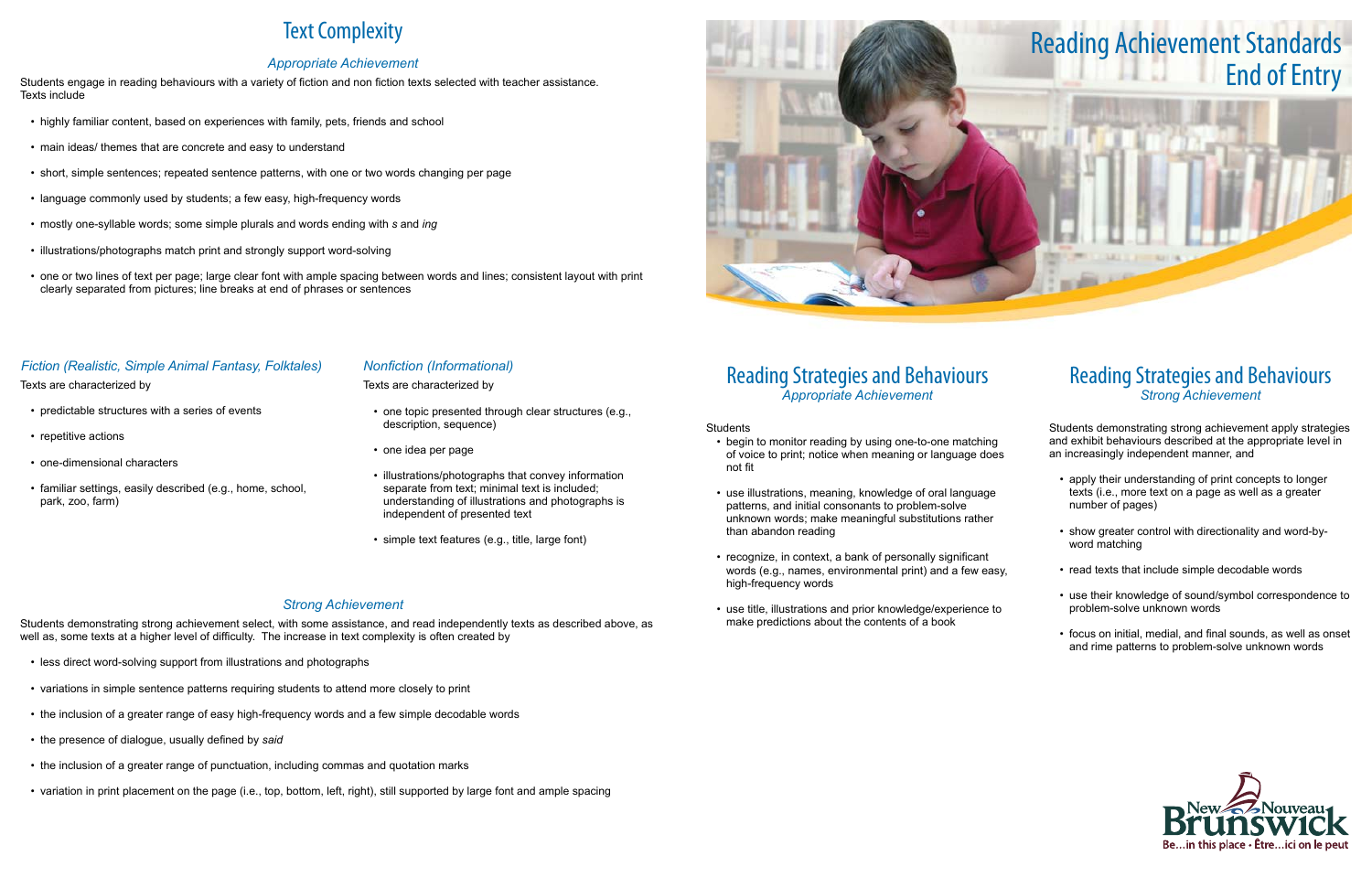# Reading Achievement Standards End of Entry

## Text Complexity

### *Appropriate Achievement*

Students engage in reading behaviours with a variety of fiction and non fiction texts selected with teacher assistance. Texts include

- highly familiar content, based on experiences with family, pets, friends and school
- main ideas/ themes that are concrete and easy to understand
- short, simple sentences; repeated sentence patterns, with one or two words changing per page
- language commonly used by students; a few easy, high-frequency words
- mostly one-syllable words; some simple plurals and words ending with *s* and *ing*
- illustrations/photographs match print and strongly support word-solving
- one or two lines of text per page; large clear font with ample spacing between words and lines; consistent layout with print clearly separated from pictures; line breaks at end of phrases or sentences

### *Fiction (Realistic, Simple Animal Fantasy, Folktales)*

Texts are characterized by

- predictable structures with a series of events
- repetitive actions
- one-dimensional characters
- familiar settings, easily described (e.g., home, school, park, zoo, farm)

### *Nonfiction (Informational)*

Texts are characterized by

- one topic presented through clear structures (e.g., description, sequence)
- one idea per page
- illustrations/photographs that convey information separate from text; minimal text is included; understanding of illustrations and photographs is independent of presented text
- simple text features (e.g., title, large font)

### *Strong Achievement*

Students demonstrating strong achievement select, with some assistance, and read independently texts as described above, as well as, some texts at a higher level of difficulty. The increase in text complexity is often created by

- less direct word-solving support from illustrations and photographs
- variations in simple sentence patterns requiring students to attend more closely to print
- the inclusion of a greater range of easy high-frequency words and a few simple decodable words
- the presence of dialogue, usually defined by *said*
- the inclusion of a greater range of punctuation, including commas and quotation marks
- variation in print placement on the page (i.e., top, bottom, left, right), still supported by large font and ample spacing

## Reading Strategies and Behaviours

### *Appropriate Achievement*

Students

- begin to monitor reading by using one-to-one matching of voice to print; notice when meaning or language does not fit
- use illustrations, meaning, knowledge of oral language patterns, and initial consonants to problem-solve unknown words; make meaningful substitutions rather than abandon reading
- recognize, in context, a bank of personally significant words (e.g., names, environmental print) and a few easy, high-frequency words
- use title, illustrations and prior knowledge/experience to make predictions about the contents of a book

## Reading Strategies and Behaviours

### *Strong Achievement*

Students demonstrating strong achievement apply strategies and exhibit behaviours described at the appropriate level in an increasingly independent manner, and

- apply their understanding of print concepts to longer texts (i.e., more text on a page as well as a greater number of pages)
- show greater control with directionality and word-by-word matching
- read texts that include simple decodable words
- use their knowledge of sound/symbol correspondence to problem-solve unknown words
- focus on initial, medial, and final sounds, as well as onset and rime patterns to problem-solve unknown words

New Brunswick Nouveau
Be…in this place • Être…ici on le peut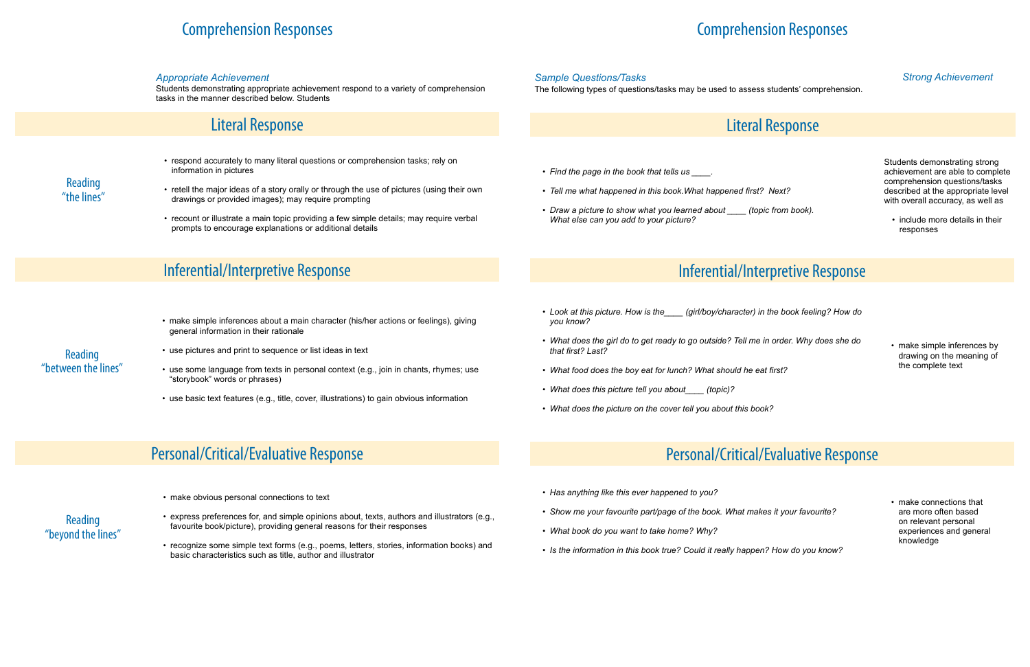# Comprehension Responses

*Appropriate Achievement*

Students demonstrating appropriate achievement respond to a variety of comprehension tasks in the manner described below. Students

## Literal Response

Reading "the lines"

- respond accurately to many literal questions or comprehension tasks; rely on information in pictures
- retell the major ideas of a story orally or through the use of pictures (using their own drawings or provided images); may require prompting
- recount or illustrate a main topic providing a few simple details; may require verbal prompts to encourage explanations or additional details

## Inferential/Interpretive Response

Reading "between the lines"

- make simple inferences about a main character (his/her actions or feelings), giving general information in their rationale
- use pictures and print to sequence or list ideas in text
- use some language from texts in personal context (e.g., join in chants, rhymes; use "storybook" words or phrases)
- use basic text features (e.g., title, cover, illustrations) to gain obvious information

## Personal/Critical/Evaluative Response

Reading "beyond the lines"

- make obvious personal connections to text
- express preferences for, and simple opinions about, texts, authors and illustrators (e.g., favourite book/picture), providing general reasons for their responses
- recognize some simple text forms (e.g., poems, letters, stories, information books) and basic characteristics such as title, author and illustrator

# Comprehension Responses

*Sample Questions/Tasks*

The following types of questions/tasks may be used to assess students' comprehension.

*Strong Achievement*

## Literal Response

- *Find the page in the book that tells us ____.*
- *Tell me what happened in this book.What happened first? Next?*
- *Draw a picture to show what you learned about ____ (topic from book). What else can you add to your picture?*

Students demonstrating strong achievement are able to complete comprehension questions/tasks described at the appropriate level with overall accuracy, as well as

- include more details in their responses

## Inferential/Interpretive Response

- *Look at this picture. How is the____ (girl/boy/character) in the book feeling? How do you know?*
- *What does the girl do to get ready to go outside? Tell me in order. Why does she do that first? Last?*
- *What food does the boy eat for lunch? What should he eat first?*
- *What does this picture tell you about____ (topic)?*
- *What does the picture on the cover tell you about this book?*

Strong Achievement:

- make simple inferences by drawing on the meaning of the complete text

## Personal/Critical/Evaluative Response

- *Has anything like this ever happened to you?*
- *Show me your favourite part/page of the book. What makes it your favourite?*
- *What book do you want to take home? Why?*
- *Is the information in this book true? Could it really happen? How do you know?*

Strong Achievement:

- make connections that are more often based on relevant personal experiences and general knowledge